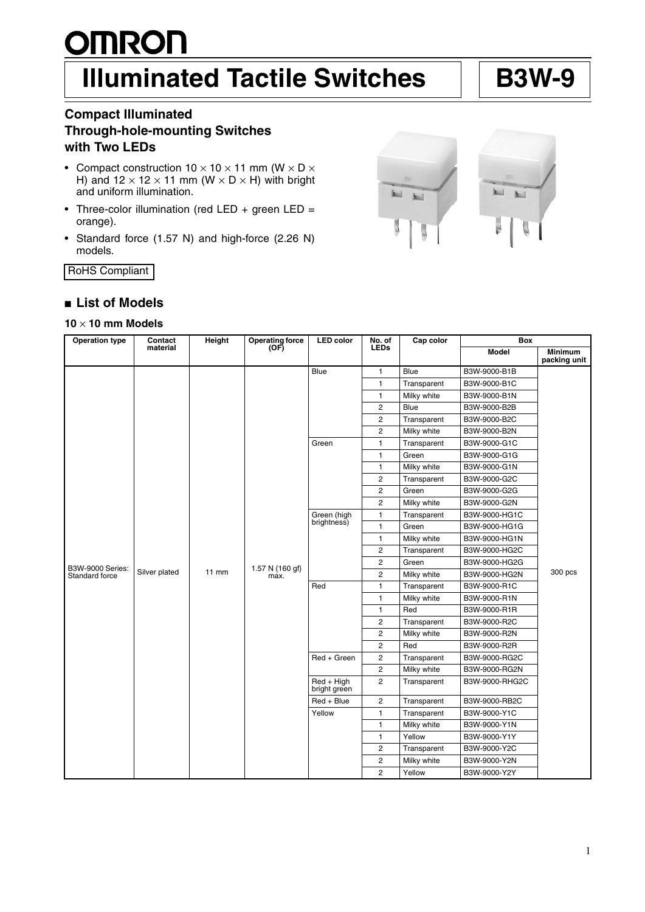# OMRON

# Illuminated Tactile Switches

# B3W-9

### Compact Illuminated Through-hole-mounting Switches with Two LEDs

- Compact construction 10 × 10 × 11 mm (W × D × H) and 12 × 12 × 11 mm (W × D × H) with bright and uniform illumination.
- Three-color illumination (red LED + green LED = orange).
- Standard force (1.57 N) and high-force (2.26 N) models.

RoHS Compliant

## ■ List of Models

### 10 × 10 mm Models

| Operation type | Contact material | Height | Operating force (OF) | LED color | No. of LEDs | Cap color | Box | |
|---|---|---|---|---|---|---|---|---|
| | | | | | | | Model | Minimum packing unit |
| B3W-9000 Series: Standard force | Silver plated | 11 mm | 1.57 N {160 gf} max. | Blue | 1 | Blue | B3W-9000-B1B | 300 pcs |
| | | | | | 1 | Transparent | B3W-9000-B1C | |
| | | | | | 1 | Milky white | B3W-9000-B1N | |
| | | | | | 2 | Blue | B3W-9000-B2B | |
| | | | | | 2 | Transparent | B3W-9000-B2C | |
| | | | | | 2 | Milky white | B3W-9000-B2N | |
| | | | | Green | 1 | Transparent | B3W-9000-G1C | |
| | | | | | 1 | Green | B3W-9000-G1G | |
| | | | | | 1 | Milky white | B3W-9000-G1N | |
| | | | | | 2 | Transparent | B3W-9000-G2C | |
| | | | | | 2 | Green | B3W-9000-G2G | |
| | | | | | 2 | Milky white | B3W-9000-G2N | |
| | | | | Green (high brightness) | 1 | Transparent | B3W-9000-HG1C | |
| | | | | | 1 | Green | B3W-9000-HG1G | |
| | | | | | 1 | Milky white | B3W-9000-HG1N | |
| | | | | | 2 | Transparent | B3W-9000-HG2C | |
| | | | | | 2 | Green | B3W-9000-HG2G | |
| | | | | | 2 | Milky white | B3W-9000-HG2N | |
| | | | | Red | 1 | Transparent | B3W-9000-R1C | |
| | | | | | 1 | Milky white | B3W-9000-R1N | |
| | | | | | 1 | Red | B3W-9000-R1R | |
| | | | | | 2 | Transparent | B3W-9000-R2C | |
| | | | | | 2 | Milky white | B3W-9000-R2N | |
| | | | | | 2 | Red | B3W-9000-R2R | |
| | | | | Red + Green | 2 | Transparent | B3W-9000-RG2C | |
| | | | | | 2 | Milky white | B3W-9000-RG2N | |
| | | | | Red + High bright green | 2 | Transparent | B3W-9000-RHG2C | |
| | | | | Red + Blue | 2 | Transparent | B3W-9000-RB2C | |
| | | | | Yellow | 1 | Transparent | B3W-9000-Y1C | |
| | | | | | 1 | Milky white | B3W-9000-Y1N | |
| | | | | | 1 | Yellow | B3W-9000-Y1Y | |
| | | | | | 2 | Transparent | B3W-9000-Y2C | |
| | | | | | 2 | Milky white | B3W-9000-Y2N | |
| | | | | | 2 | Yellow | B3W-9000-Y2Y | |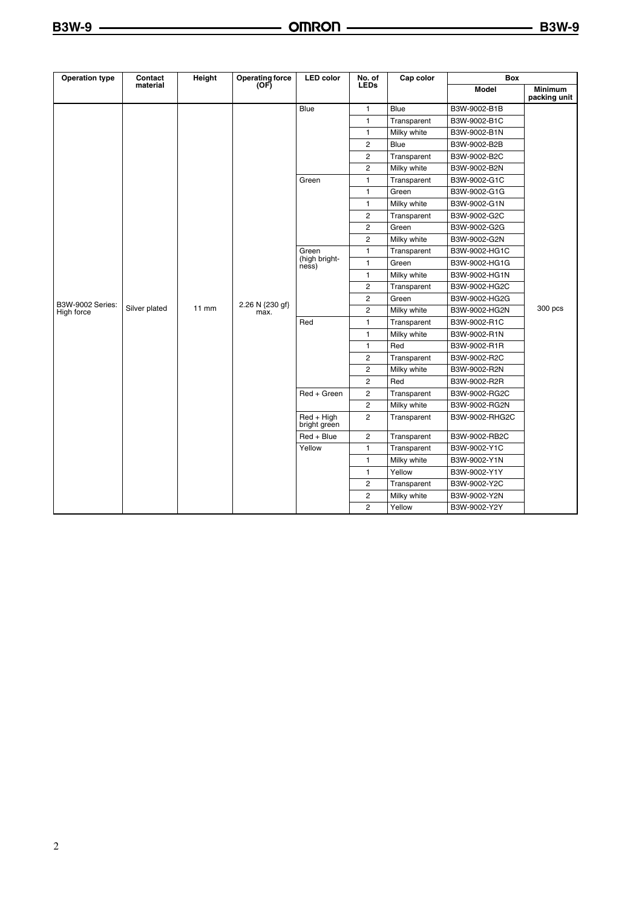| Operation type | Contact material | Height | Operating force (OF) | LED color | No. of LEDs | Cap color | Box | |
|---|---|---|---|---|---|---|---|---|
| | | | | | | | Model | Minimum packing unit |
| B3W-9002 Series: High force | Silver plated | 11 mm | 2.26 N {230 gf} max. | Blue | 1 | Blue | B3W-9002-B1B | 300 pcs |
| | | | | | 1 | Transparent | B3W-9002-B1C | |
| | | | | | 1 | Milky white | B3W-9002-B1N | |
| | | | | | 2 | Blue | B3W-9002-B2B | |
| | | | | | 2 | Transparent | B3W-9002-B2C | |
| | | | | | 2 | Milky white | B3W-9002-B2N | |
| | | | | Green | 1 | Transparent | B3W-9002-G1C | |
| | | | | | 1 | Green | B3W-9002-G1G | |
| | | | | | 1 | Milky white | B3W-9002-G1N | |
| | | | | | 2 | Transparent | B3W-9002-G2C | |
| | | | | | 2 | Green | B3W-9002-G2G | |
| | | | | | 2 | Milky white | B3W-9002-G2N | |
| | | | | Green (high brightness) | 1 | Transparent | B3W-9002-HG1C | |
| | | | | | 1 | Green | B3W-9002-HG1G | |
| | | | | | 1 | Milky white | B3W-9002-HG1N | |
| | | | | | 2 | Transparent | B3W-9002-HG2C | |
| | | | | | 2 | Green | B3W-9002-HG2G | |
| | | | | | 2 | Milky white | B3W-9002-HG2N | |
| | | | | Red | 1 | Transparent | B3W-9002-R1C | |
| | | | | | 1 | Milky white | B3W-9002-R1N | |
| | | | | | 1 | Red | B3W-9002-R1R | |
| | | | | | 2 | Transparent | B3W-9002-R2C | |
| | | | | | 2 | Milky white | B3W-9002-R2N | |
| | | | | | 2 | Red | B3W-9002-R2R | |
| | | | | Red + Green | 2 | Transparent | B3W-9002-RG2C | |
| | | | | | 2 | Milky white | B3W-9002-RG2N | |
| | | | | Red + High bright green | 2 | Transparent | B3W-9002-RHG2C | |
| | | | | Red + Blue | 2 | Transparent | B3W-9002-RB2C | |
| | | | | Yellow | 1 | Transparent | B3W-9002-Y1C | |
| | | | | | 1 | Milky white | B3W-9002-Y1N | |
| | | | | | 1 | Yellow | B3W-9002-Y1Y | |
| | | | | | 2 | Transparent | B3W-9002-Y2C | |
| | | | | | 2 | Milky white | B3W-9002-Y2N | |
| | | | | | 2 | Yellow | B3W-9002-Y2Y | |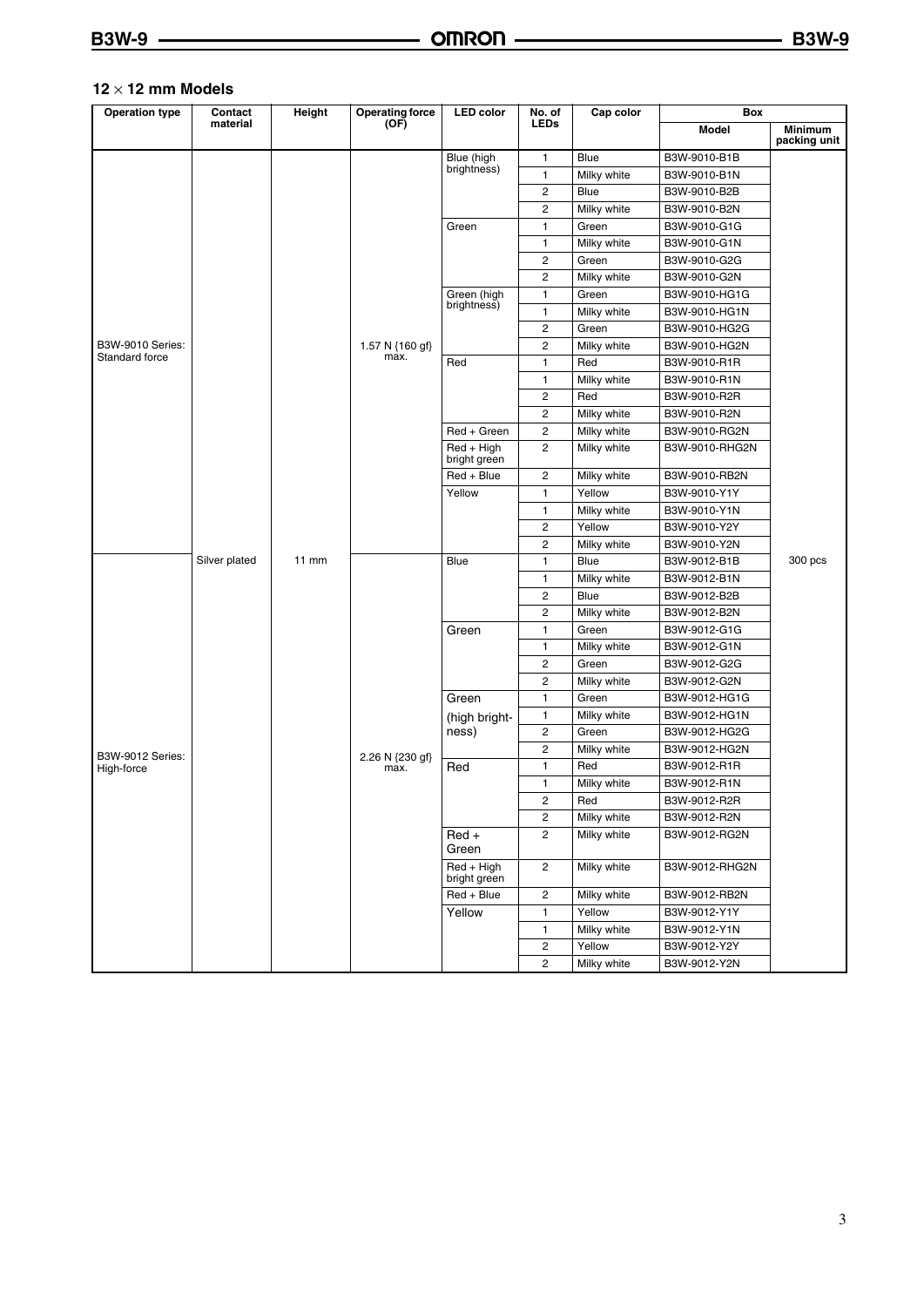## 12 × 12 mm Models

| Operation type | Contact material | Height | Operating force (OF) | LED color | No. of LEDs | Cap color | Box | |
|---|---|---|---|---|---|---|---|---|
| | | | | | | | Model | Minimum packing unit |
| B3W-9010 Series: Standard force | Silver plated | 11 mm | 1.57 N {160 gf} max. | Blue (high brightness) | 1 | Blue | B3W-9010-B1B | 300 pcs |
| | | | | | 1 | Milky white | B3W-9010-B1N | |
| | | | | | 2 | Blue | B3W-9010-B2B | |
| | | | | | 2 | Milky white | B3W-9010-B2N | |
| | | | | Green | 1 | Green | B3W-9010-G1G | |
| | | | | | 1 | Milky white | B3W-9010-G1N | |
| | | | | | 2 | Green | B3W-9010-G2G | |
| | | | | | 2 | Milky white | B3W-9010-G2N | |
| | | | | Green (high brightness) | 1 | Green | B3W-9010-HG1G | |
| | | | | | 1 | Milky white | B3W-9010-HG1N | |
| | | | | | 2 | Green | B3W-9010-HG2G | |
| | | | | | 2 | Milky white | B3W-9010-HG2N | |
| | | | | Red | 1 | Red | B3W-9010-R1R | |
| | | | | | 1 | Milky white | B3W-9010-R1N | |
| | | | | | 2 | Red | B3W-9010-R2R | |
| | | | | | 2 | Milky white | B3W-9010-R2N | |
| | | | | Red + Green | 2 | Milky white | B3W-9010-RG2N | |
| | | | | Red + High bright green | 2 | Milky white | B3W-9010-RHG2N | |
| | | | | Red + Blue | 2 | Milky white | B3W-9010-RB2N | |
| | | | | Yellow | 1 | Yellow | B3W-9010-Y1Y | |
| | | | | | 1 | Milky white | B3W-9010-Y1N | |
| | | | | | 2 | Yellow | B3W-9010-Y2Y | |
| | | | | | 2 | Milky white | B3W-9010-Y2N | |
| B3W-9012 Series: High-force | | | 2.26 N {230 gf} max. | Blue | 1 | Blue | B3W-9012-B1B | |
| | | | | | 1 | Milky white | B3W-9012-B1N | |
| | | | | | 2 | Blue | B3W-9012-B2B | |
| | | | | | 2 | Milky white | B3W-9012-B2N | |
| | | | | Green | 1 | Green | B3W-9012-G1G | |
| | | | | | 1 | Milky white | B3W-9012-G1N | |
| | | | | | 2 | Green | B3W-9012-G2G | |
| | | | | | 2 | Milky white | B3W-9012-G2N | |
| | | | | Green (high brightness) | 1 | Green | B3W-9012-HG1G | |
| | | | | | 1 | Milky white | B3W-9012-HG1N | |
| | | | | | 2 | Green | B3W-9012-HG2G | |
| | | | | | 2 | Milky white | B3W-9012-HG2N | |
| | | | | Red | 1 | Red | B3W-9012-R1R | |
| | | | | | 1 | Milky white | B3W-9012-R1N | |
| | | | | | 2 | Red | B3W-9012-R2R | |
| | | | | | 2 | Milky white | B3W-9012-R2N | |
| | | | | Red + Green | 2 | Milky white | B3W-9012-RG2N | |
| | | | | Red + High bright green | 2 | Milky white | B3W-9012-RHG2N | |
| | | | | Red + Blue | 2 | Milky white | B3W-9012-RB2N | |
| | | | | Yellow | 1 | Yellow | B3W-9012-Y1Y | |
| | | | | | 1 | Milky white | B3W-9012-Y1N | |
| | | | | | 2 | Yellow | B3W-9012-Y2Y | |
| | | | | | 2 | Milky white | B3W-9012-Y2N | |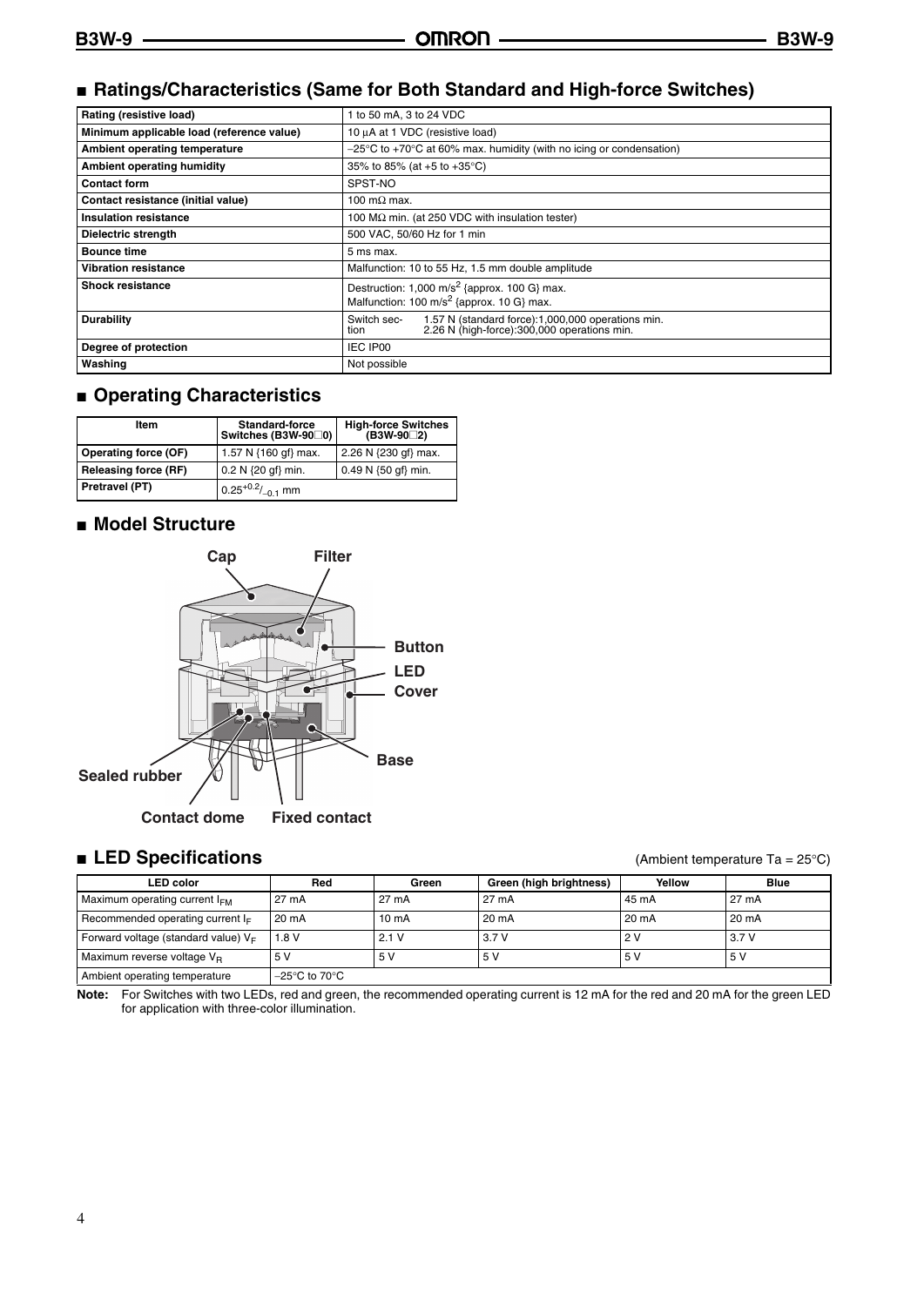## ■ Ratings/Characteristics (Same for Both Standard and High-force Switches)

| Rating (resistive load) | 1 to 50 mA, 3 to 24 VDC |
|---|---|
| Minimum applicable load (reference value) | 10 μA at 1 VDC (resistive load) |
| Ambient operating temperature | −25°C to +70°C at 60% max. humidity (with no icing or condensation) |
| Ambient operating humidity | 35% to 85% (at +5 to +35°C) |
| Contact form | SPST-NO |
| Contact resistance (initial value) | 100 mΩ max. |
| Insulation resistance | 100 MΩ min. (at 250 VDC with insulation tester) |
| Dielectric strength | 500 VAC, 50/60 Hz for 1 min |
| Bounce time | 5 ms max. |
| Vibration resistance | Malfunction: 10 to 55 Hz, 1.5 mm double amplitude |
| Shock resistance | Destruction: 1,000 m/s$^2$ {approx. 100 G} max. Malfunction: 100 m/s$^2$ {approx. 10 G} max. |
| Durability | Switch section: 1.57 N (standard force):1,000,000 operations min. 2.26 N (high-force):300,000 operations min. |
| Degree of protection | IEC IP00 |
| Washing | Not possible |

## ■ Operating Characteristics

| Item | Standard-force Switches (B3W-90□0) | High-force Switches (B3W-90□2) |
|---|---|---|
| Operating force (OF) | 1.57 N {160 gf} max. | 2.26 N {230 gf} max. |
| Releasing force (RF) | 0.2 N {20 gf} min. | 0.49 N {50 gf} min. |
| Pretravel (PT) | $0.25^{+0.2}/_{-0.1}$ mm | |

## ■ Model Structure

Cap, Filter, Button, LED, Cover, Base, Sealed rubber, Contact dome, Fixed contact

## ■ LED Specifications

(Ambient temperature Ta = 25°C)

| LED color | Red | Green | Green (high brightness) | Yellow | Blue |
|---|---|---|---|---|---|
| Maximum operating current $I_{FM}$ | 27 mA | 27 mA | 27 mA | 45 mA | 27 mA |
| Recommended operating current $I_F$ | 20 mA | 10 mA | 20 mA | 20 mA | 20 mA |
| Forward voltage (standard value) $V_F$ | 1.8 V | 2.1 V | 3.7 V | 2 V | 3.7 V |
| Maximum reverse voltage $V_R$ | 5 V | 5 V | 5 V | 5 V | 5 V |
| Ambient operating temperature | −25°C to 70°C | | | | |

**Note:** For Switches with two LEDs, red and green, the recommended operating current is 12 mA for the red and 20 mA for the green LED for application with three-color illumination.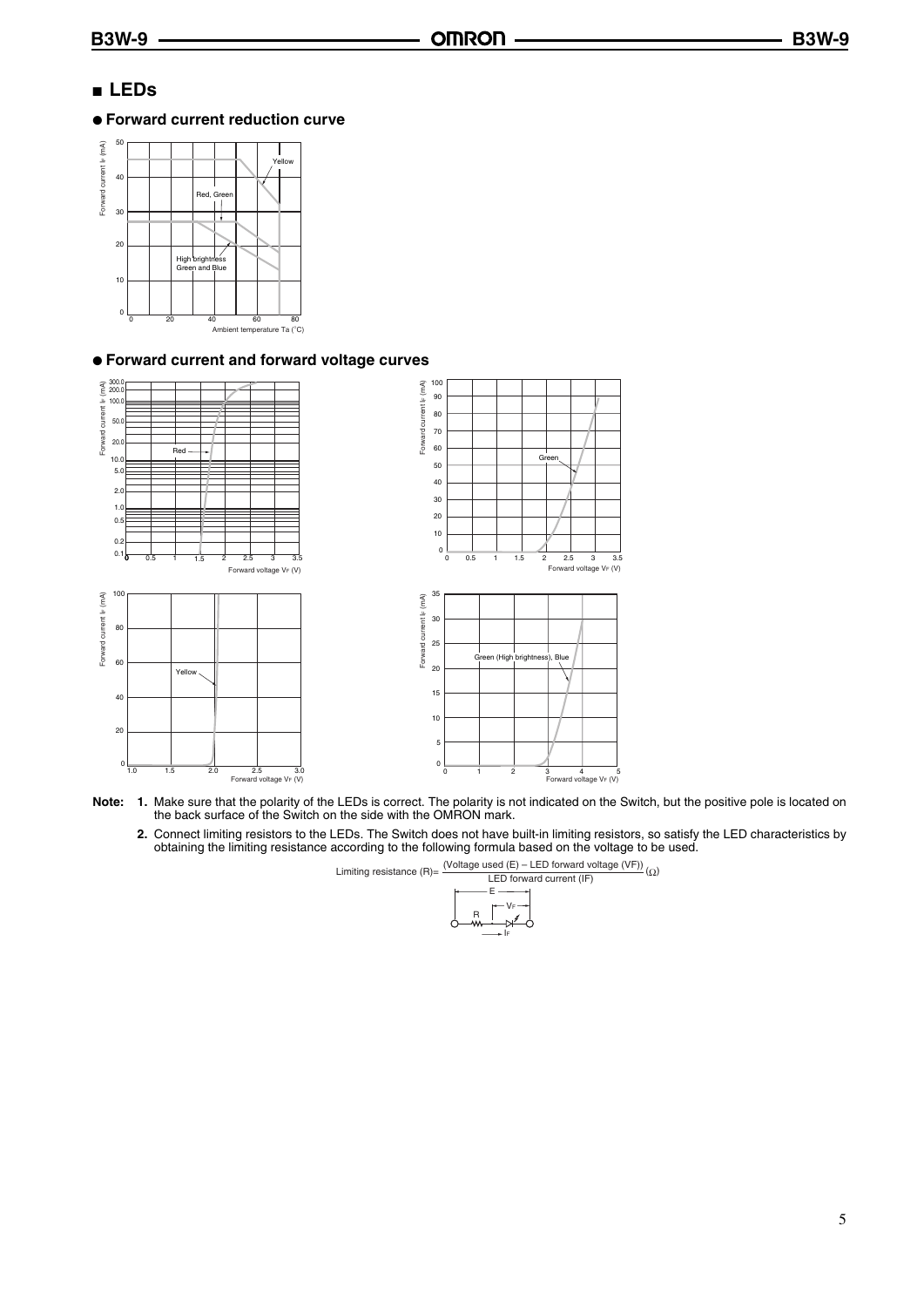## LEDs

### Forward current reduction curve

### Forward current and forward voltage curves

**Note: 1.** Make sure that the polarity of the LEDs is correct. The polarity is not indicated on the Switch, but the positive pole is located on the back surface of the Switch on the side with the OMRON mark.

**2.** Connect limiting resistors to the LEDs. The Switch does not have built-in limiting resistors, so satisfy the LED characteristics by obtaining the limiting resistance according to the following formula based on the voltage to be used.

$$\text{Limiting resistance (R)} = \frac{\text{(Voltage used (E)} - \text{LED forward voltage (VF))}}{\text{LED forward current (IF)}} \ (\Omega)$$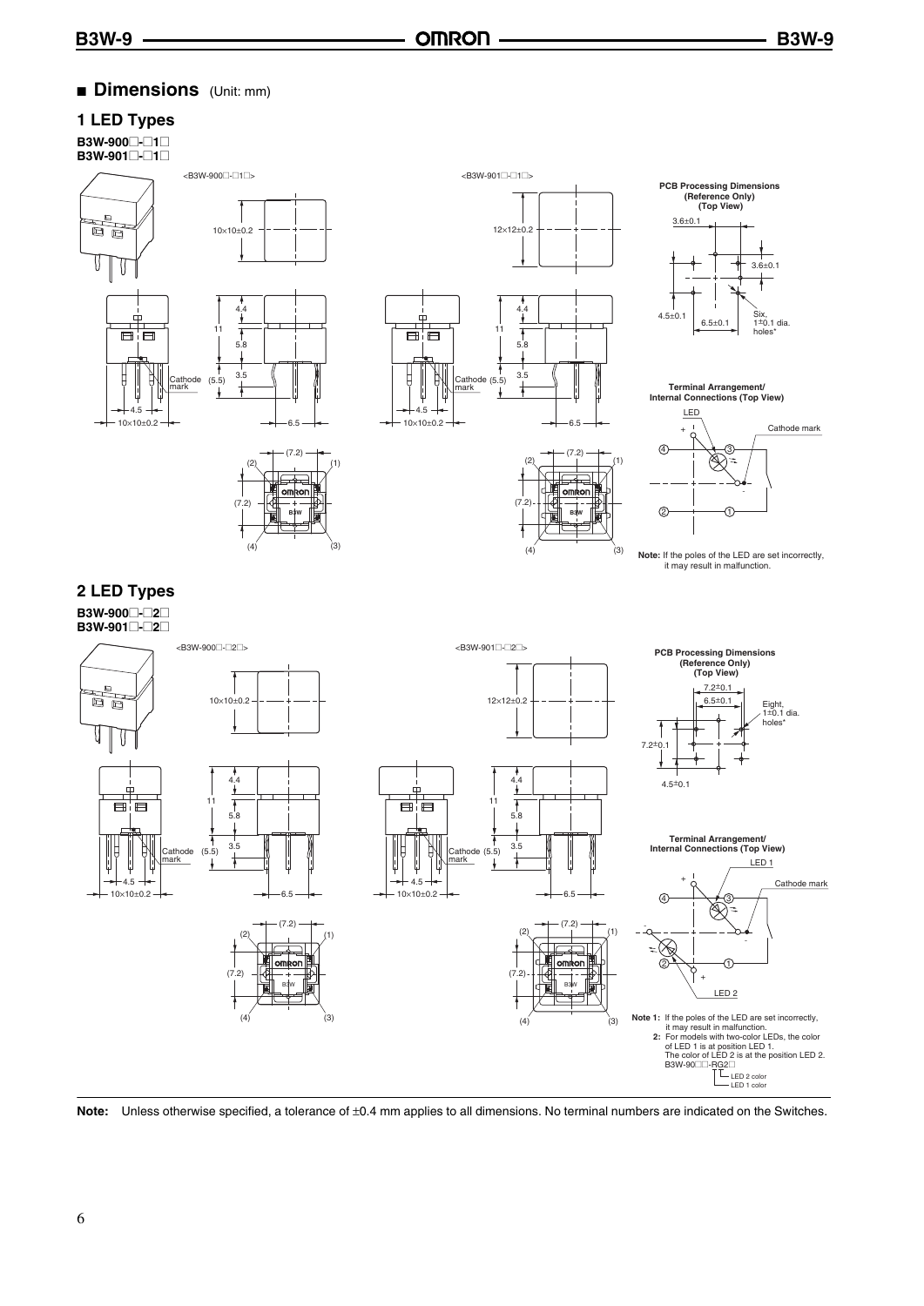## ■ Dimensions (Unit: mm)

### 1 LED Types

**B3W-900□-□1□**
**B3W-901□-□1□**

<B3W-900□-□1□>

10×10±0.2

4.4

11

5.8

3.5

(5.5)

Cathode mark

4.5

10×10±0.2

6.5

(7.2)

(2) (1)

(7.2)

(4) (3)

<B3W-901□-□1□>

12×12±0.2

4.4

11

5.8

3.5

Cathode mark (5.5)

4.5

10×10±0.2

6.5

(7.2)

(2) (1)

(7.2)

(4) (3)

**PCB Processing Dimensions (Reference Only) (Top View)**

3.6±0.1

3.6±0.1

4.5±0.1

6.5±0.1

Six, 1±0.1 dia. holes*

**Terminal Arrangement/ Internal Connections (Top View)**

LED

Cathode mark

**Note:** If the poles of the LED are set incorrectly, it may result in malfunction.

### 2 LED Types

**B3W-900□-□2□**
**B3W-901□-□2□**

<B3W-900□-□2□>

10×10±0.2

4.4

11

5.8

3.5

Cathode mark (5.5)

4.5

10×10±0.2

6.5

(7.2)

(2) (1)

(7.2)

(4) (3)

<B3W-901□-□2□>

12×12±0.2

4.4

11

5.8

3.5

Cathode mark (5.5)

4.5

10×10±0.2

6.5

(7.2)

(2) (1)

(7.2)

(4) (3)

**PCB Processing Dimensions (Reference Only) (Top View)**

7.2±0.1

6.5±0.1

Eight, 1±0.1 dia. holes*

7.2±0.1

4.5±0.1

**Terminal Arrangement/ Internal Connections (Top View)**

LED 1

Cathode mark

LED 2

**Note 1:** If the poles of the LED are set incorrectly, it may result in malfunction.
**2:** For models with two-color LEDs, the color of LED 1 is at position LED 1. The color of LED 2 is at the position LED 2.
B3W-90□□-RG2□
LED 2 color
LED 1 color

**Note:** Unless otherwise specified, a tolerance of ±0.4 mm applies to all dimensions. No terminal numbers are indicated on the Switches.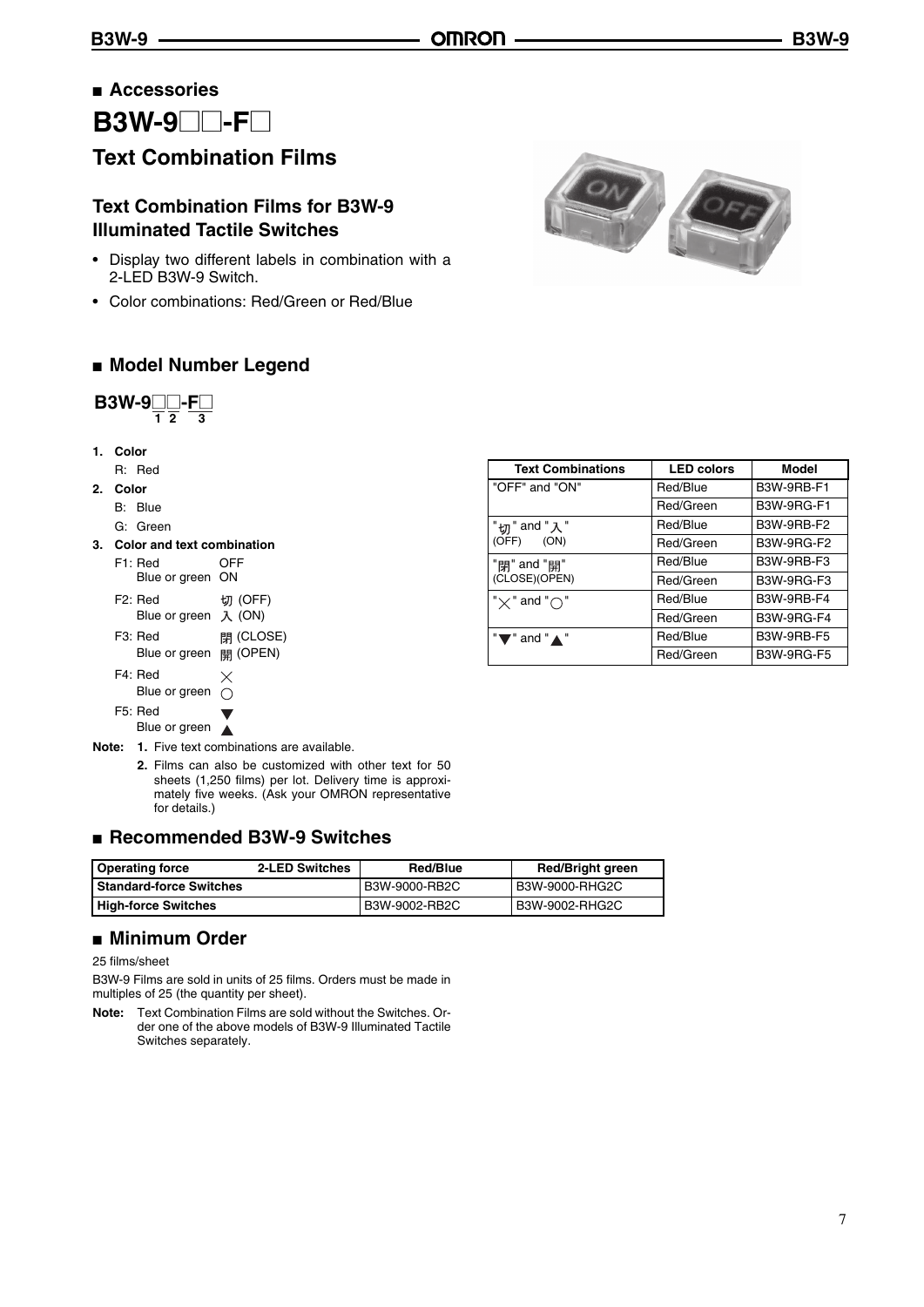## Accessories

# B3W-9□□-F□

## Text Combination Films

### Text Combination Films for B3W-9 Illuminated Tactile Switches

- Display two different labels in combination with a 2-LED B3W-9 Switch.
- Color combinations: Red/Green or Red/Blue

## Model Number Legend

**B3W-9□□-F□**
1 2 3

1. **Color**
   R: Red
2. **Color**
   B: Blue
   G: Green
3. **Color and text combination**
   F1: Red OFF
   Blue or green ON
   F2: Red 切 (OFF)
   Blue or green 入 (ON)
   F3: Red 閉 (CLOSE)
   Blue or green 開 (OPEN)
   F4: Red ×
   Blue or green ○
   F5: Red ▼
   Blue or green ▲

**Note:** 1. Five text combinations are available.
2. Films can also be customized with other text for 50 sheets (1,250 films) per lot. Delivery time is approximately five weeks. (Ask your OMRON representative for details.)

| Text Combinations | LED colors | Model |
|---|---|---|
| "OFF" and "ON" | Red/Blue | B3W-9RB-F1 |
| | Red/Green | B3W-9RG-F1 |
| "切" and "入" (OFF) (ON) | Red/Blue | B3W-9RB-F2 |
| | Red/Green | B3W-9RG-F2 |
| "閉" and "開" (CLOSE)(OPEN) | Red/Blue | B3W-9RB-F3 |
| | Red/Green | B3W-9RG-F3 |
| "×" and "○" | Red/Blue | B3W-9RB-F4 |
| | Red/Green | B3W-9RG-F4 |
| "▼" and "▲" | Red/Blue | B3W-9RB-F5 |
| | Red/Green | B3W-9RG-F5 |

## Recommended B3W-9 Switches

| Operating force / 2-LED Switches | Red/Blue | Red/Bright green |
|---|---|---|
| Standard-force Switches | B3W-9000-RB2C | B3W-9000-RHG2C |
| High-force Switches | B3W-9002-RB2C | B3W-9002-RHG2C |

## Minimum Order

25 films/sheet

B3W-9 Films are sold in units of 25 films. Orders must be made in multiples of 25 (the quantity per sheet).

**Note:** Text Combination Films are sold without the Switches. Order one of the above models of B3W-9 Illuminated Tactile Switches separately.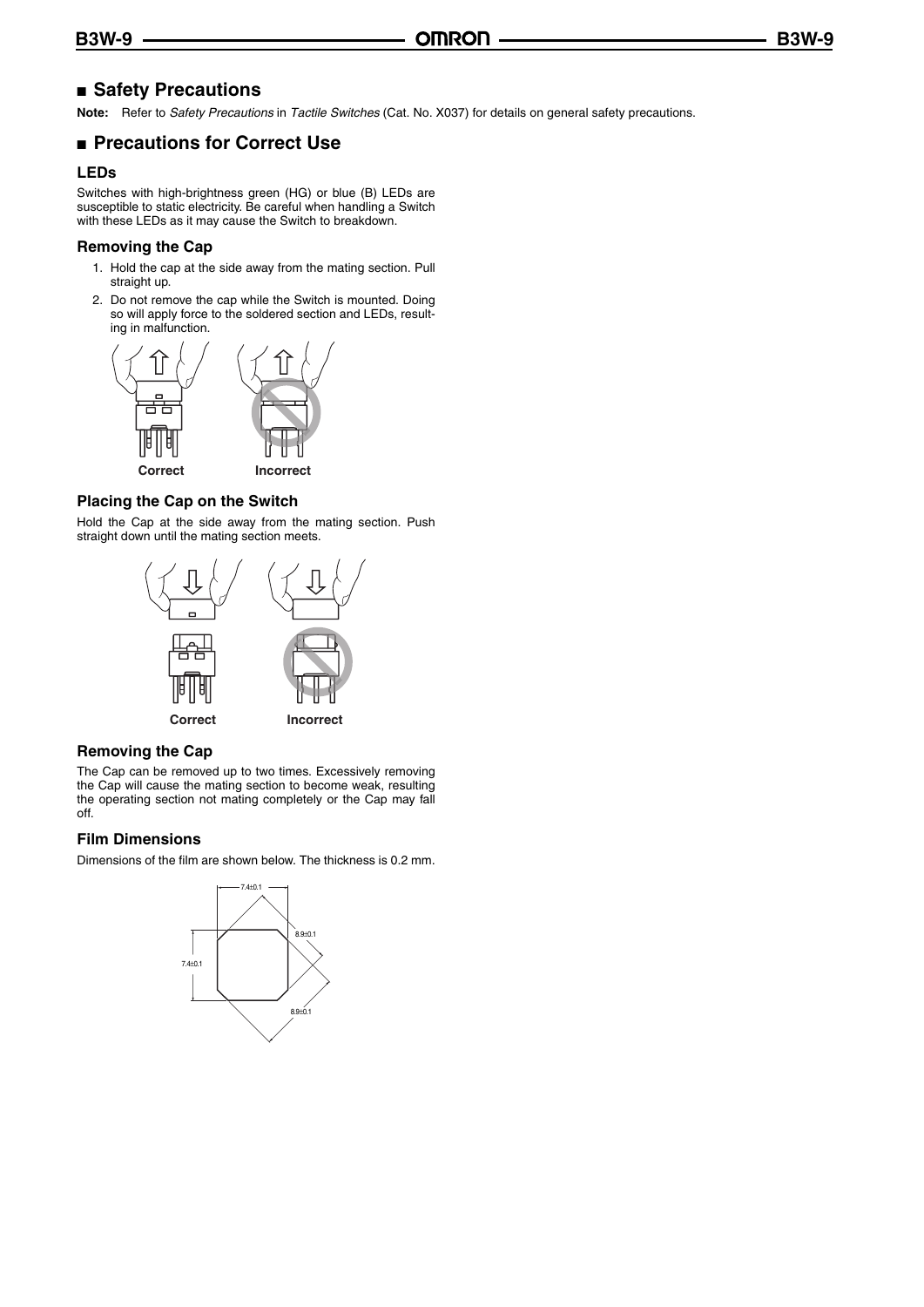## ■ Safety Precautions

**Note:** Refer to *Safety Precautions* in *Tactile Switches* (Cat. No. X037) for details on general safety precautions.

## ■ Precautions for Correct Use

### LEDs

Switches with high-brightness green (HG) or blue (B) LEDs are susceptible to static electricity. Be careful when handling a Switch with these LEDs as it may cause the Switch to breakdown.

### Removing the Cap

1. Hold the cap at the side away from the mating section. Pull straight up.
2. Do not remove the cap while the Switch is mounted. Doing so will apply force to the soldered section and LEDs, resulting in malfunction.

Correct  Incorrect

### Placing the Cap on the Switch

Hold the Cap at the side away from the mating section. Push straight down until the mating section meets.

Correct  Incorrect

### Removing the Cap

The Cap can be removed up to two times. Excessively removing the Cap will cause the mating section to become weak, resulting the operating section not mating completely or the Cap may fall off.

### Film Dimensions

Dimensions of the film are shown below. The thickness is 0.2 mm.

7.4±0.1
8.9±0.1
7.4±0.1
8.9±0.1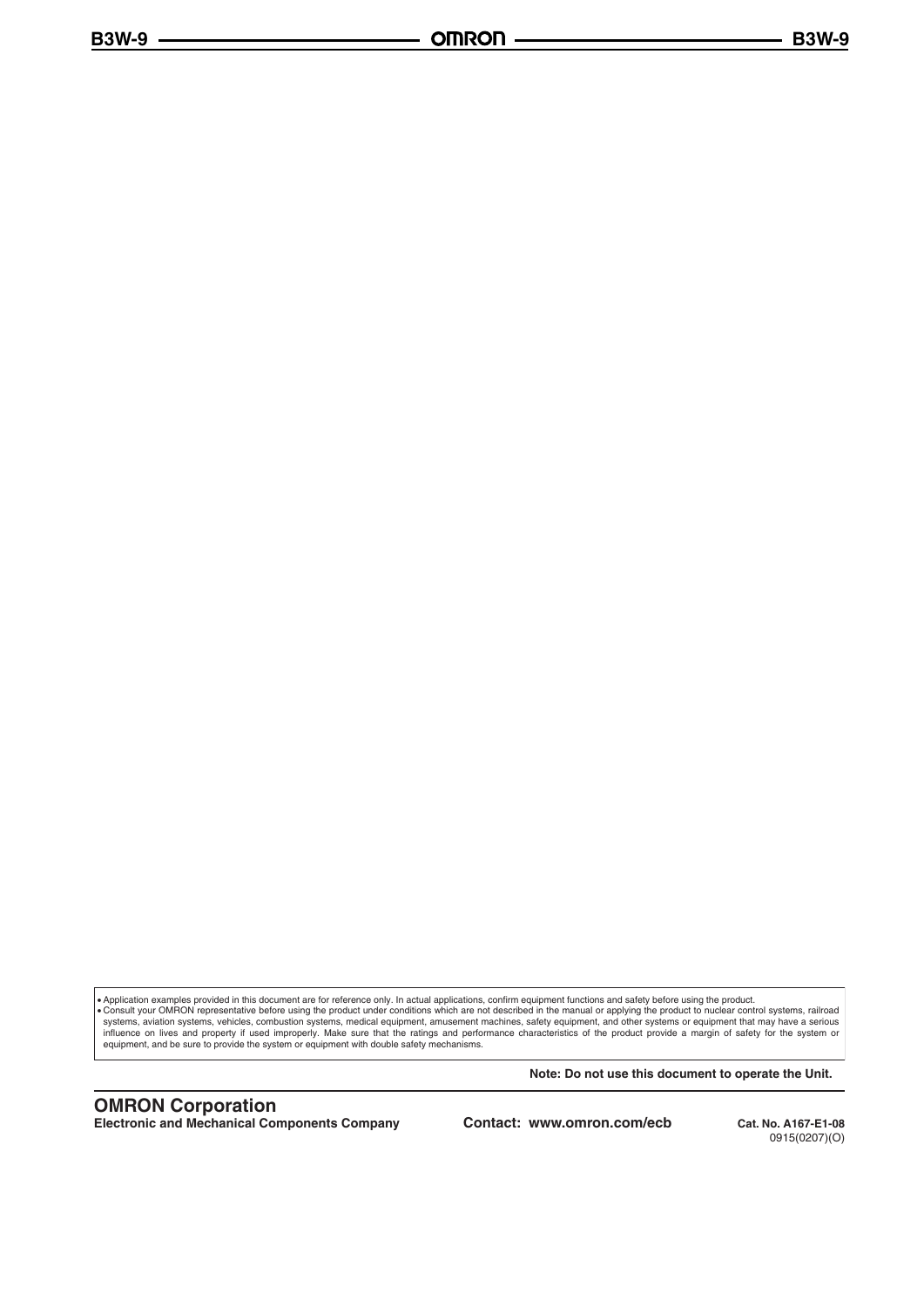- Application examples provided in this document are for reference only. In actual applications, confirm equipment functions and safety before using the product.
- Consult your OMRON representative before using the product under conditions which are not described in the manual or applying the product to nuclear control systems, railroad systems, aviation systems, vehicles, combustion systems, medical equipment, amusement machines, safety equipment, and other systems or equipment that may have a serious influence on lives and property if used improperly. Make sure that the ratings and performance characteristics of the product provide a margin of safety for the system or equipment, and be sure to provide the system or equipment with double safety mechanisms.

**Note: Do not use this document to operate the Unit.**

**OMRON Corporation**
**Electronic and Mechanical Components Company**

**Contact: www.omron.com/ecb**

**Cat. No. A167-E1-08**
0915(0207)(O)